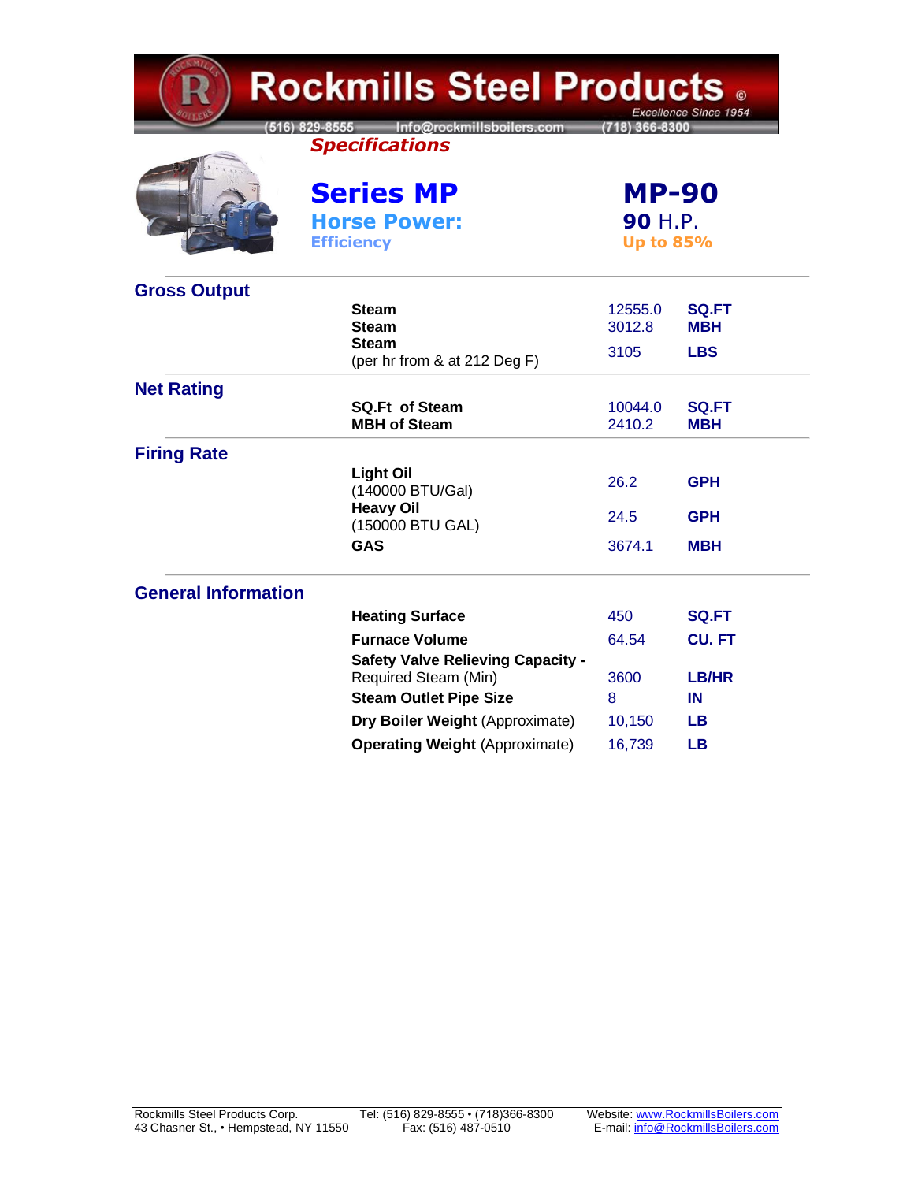# Rockmills Steel Products ©

*Excellence Since 1954*

(516) 829-8555 Info@rockmillsboilers.com (718) 366-8300

***Specifications***

## Series MP — MP-90

**Horse Power:** **90** H.P.

**Efficiency** Up to 85%

### Gross Output

| | | |
|---|---|---|
| **Steam** | 12555.0 | **SQ.FT** |
| **Steam** | 3012.8 | **MBH** |
| **Steam** (per hr from & at 212 Deg F) | 3105 | **LBS** |

### Net Rating

| | | |
|---|---|---|
| **SQ.Ft of Steam** | 10044.0 | **SQ.FT** |
| **MBH of Steam** | 2410.2 | **MBH** |

### Firing Rate

| | | |
|---|---|---|
| **Light Oil** (140000 BTU/Gal) | 26.2 | **GPH** |
| **Heavy Oil** (150000 BTU GAL) | 24.5 | **GPH** |
| **GAS** | 3674.1 | **MBH** |

### General Information

| | | |
|---|---|---|
| **Heating Surface** | 450 | **SQ.FT** |
| **Furnace Volume** | 64.54 | **CU. FT** |
| **Safety Valve Relieving Capacity -** Required Steam (Min) | 3600 | **LB/HR** |
| **Steam Outlet Pipe Size** | 8 | **IN** |
| **Dry Boiler Weight** (Approximate) | 10,150 | **LB** |
| **Operating Weight** (Approximate) | 16,739 | **LB** |

Rockmills Steel Products Corp.
43 Chasner St., • Hempstead, NY 11550

Tel: (516) 829-8555 • (718)366-8300
Fax: (516) 487-0510

Website: www.RockmillsBoilers.com
E-mail: info@RockmillsBoilers.com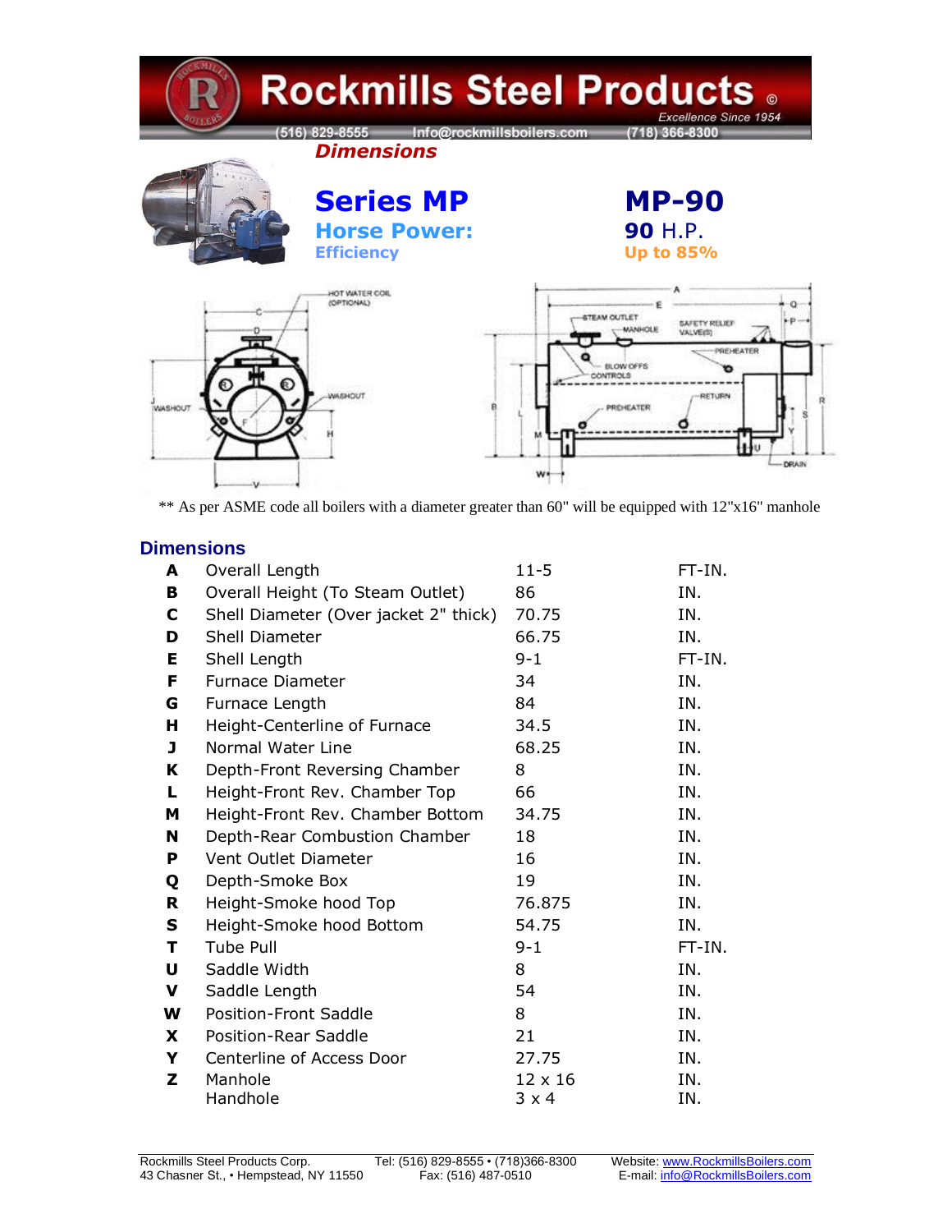# Rockmills Steel Products

Excellence Since 1954

(516) 829-8555 Info@rockmillsboilers.com (718) 366-8300

***Dimensions***

## Series MP

**Horse Power:**

**Efficiency**

## MP-90

**90** H.P.

**Up to 85%**

HOT WATER COIL (OPTIONAL)

WASHOUT

STEAM OUTLET

MANHOLE

SAFETY RELIEF VALVE(S)

PREHEATER

BLOW OFFS CONTROLS

RETURN

DRAIN

** As per ASME code all boilers with a diameter greater than 60" will be equipped with 12"x16" manhole

## Dimensions

| | | | |
|---|---|---|---|
| **A** | Overall Length | 11-5 | FT-IN. |
| **B** | Overall Height (To Steam Outlet) | 86 | IN. |
| **C** | Shell Diameter (Over jacket 2" thick) | 70.75 | IN. |
| **D** | Shell Diameter | 66.75 | IN. |
| **E** | Shell Length | 9-1 | FT-IN. |
| **F** | Furnace Diameter | 34 | IN. |
| **G** | Furnace Length | 84 | IN. |
| **H** | Height-Centerline of Furnace | 34.5 | IN. |
| **J** | Normal Water Line | 68.25 | IN. |
| **K** | Depth-Front Reversing Chamber | 8 | IN. |
| **L** | Height-Front Rev. Chamber Top | 66 | IN. |
| **M** | Height-Front Rev. Chamber Bottom | 34.75 | IN. |
| **N** | Depth-Rear Combustion Chamber | 18 | IN. |
| **P** | Vent Outlet Diameter | 16 | IN. |
| **Q** | Depth-Smoke Box | 19 | IN. |
| **R** | Height-Smoke hood Top | 76.875 | IN. |
| **S** | Height-Smoke hood Bottom | 54.75 | IN. |
| **T** | Tube Pull | 9-1 | FT-IN. |
| **U** | Saddle Width | 8 | IN. |
| **V** | Saddle Length | 54 | IN. |
| **W** | Position-Front Saddle | 8 | IN. |
| **X** | Position-Rear Saddle | 21 | IN. |
| **Y** | Centerline of Access Door | 27.75 | IN. |
| **Z** | Manhole | 12 x 16 | IN. |
| | Handhole | 3 x 4 | IN. |

Rockmills Steel Products Corp.
43 Chasner St., • Hempstead, NY 11550

Tel: (516) 829-8555 • (718)366-8300
Fax: (516) 487-0510

Website: www.RockmillsBoilers.com
E-mail: info@RockmillsBoilers.com